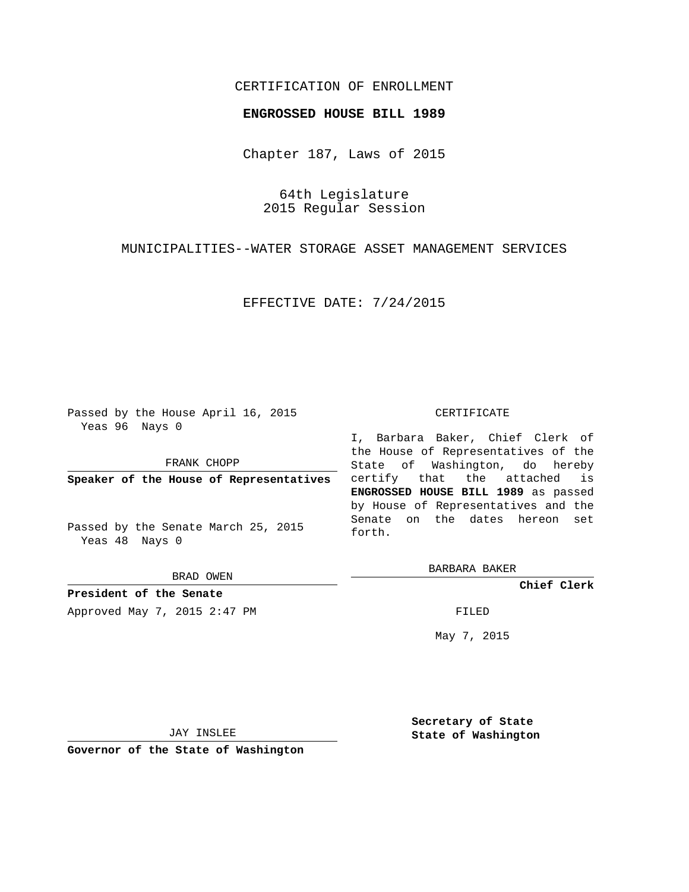CERTIFICATION OF ENROLLMENT

**ENGROSSED HOUSE BILL 1989**

Chapter 187, Laws of 2015

64th Legislature
2015 Regular Session

MUNICIPALITIES--WATER STORAGE ASSET MANAGEMENT SERVICES

EFFECTIVE DATE: 7/24/2015

Passed by the House April 16, 2015
Yeas 96 Nays 0

FRANK CHOPP

**Speaker of the House of Representatives**

Passed by the Senate March 25, 2015
Yeas 48 Nays 0

BRAD OWEN

**President of the Senate**

Approved May 7, 2015 2:47 PM

JAY INSLEE

**Governor of the State of Washington**

CERTIFICATE

I, Barbara Baker, Chief Clerk of the House of Representatives of the State of Washington, do hereby certify that the attached is **ENGROSSED HOUSE BILL 1989** as passed by House of Representatives and the Senate on the dates hereon set forth.

BARBARA BAKER

**Chief Clerk**

FILED

May 7, 2015

**Secretary of State**
**State of Washington**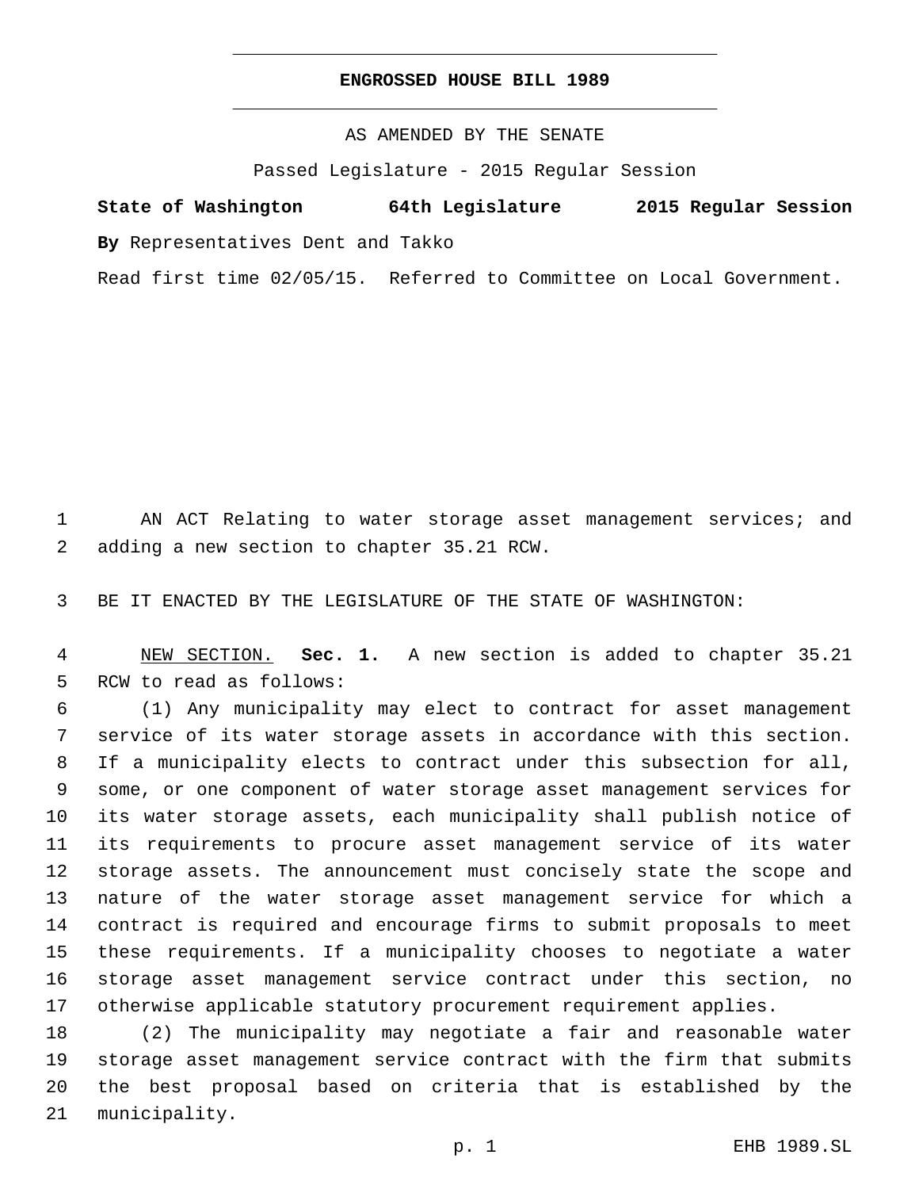# ENGROSSED HOUSE BILL 1989

AS AMENDED BY THE SENATE

Passed Legislature - 2015 Regular Session

**State of Washington 64th Legislature 2015 Regular Session**

**By** Representatives Dent and Takko

Read first time 02/05/15. Referred to Committee on Local Government.

AN ACT Relating to water storage asset management services; and adding a new section to chapter 35.21 RCW.

BE IT ENACTED BY THE LEGISLATURE OF THE STATE OF WASHINGTON:

NEW SECTION. **Sec. 1.** A new section is added to chapter 35.21 RCW to read as follows:

(1) Any municipality may elect to contract for asset management service of its water storage assets in accordance with this section. If a municipality elects to contract under this subsection for all, some, or one component of water storage asset management services for its water storage assets, each municipality shall publish notice of its requirements to procure asset management service of its water storage assets. The announcement must concisely state the scope and nature of the water storage asset management service for which a contract is required and encourage firms to submit proposals to meet these requirements. If a municipality chooses to negotiate a water storage asset management service contract under this section, no otherwise applicable statutory procurement requirement applies.

(2) The municipality may negotiate a fair and reasonable water storage asset management service contract with the firm that submits the best proposal based on criteria that is established by the municipality.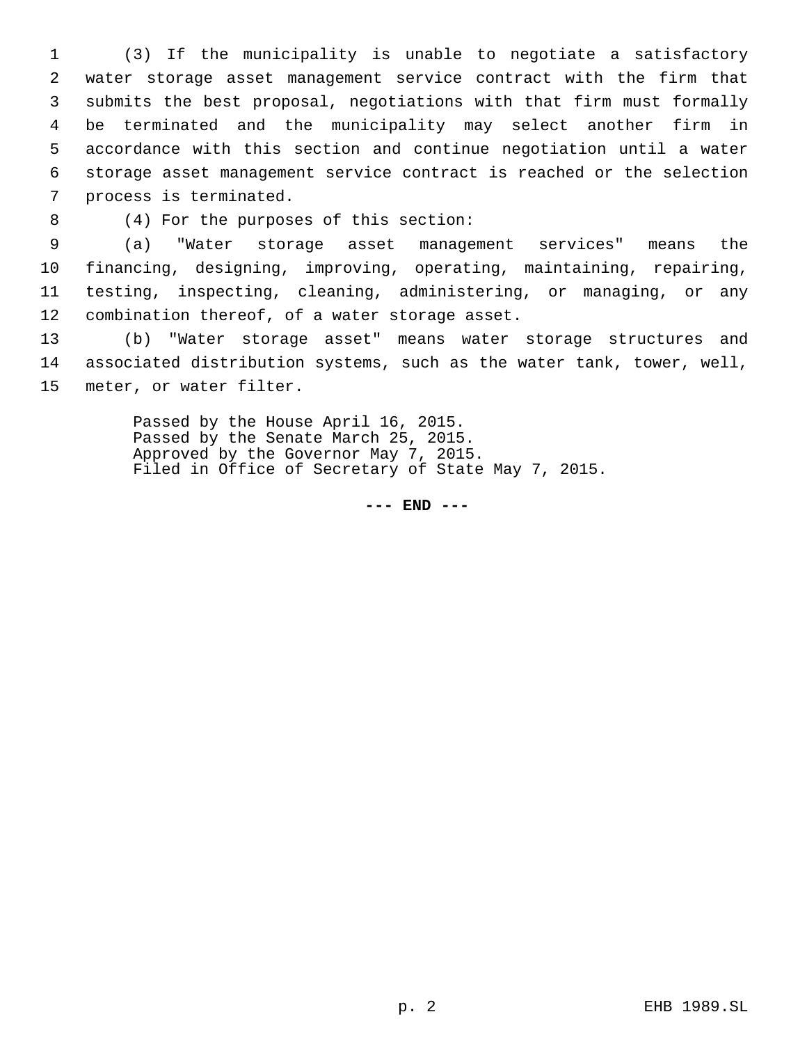(3) If the municipality is unable to negotiate a satisfactory water storage asset management service contract with the firm that submits the best proposal, negotiations with that firm must formally be terminated and the municipality may select another firm in accordance with this section and continue negotiation until a water storage asset management service contract is reached or the selection process is terminated.

(4) For the purposes of this section:

(a) "Water storage asset management services" means the financing, designing, improving, operating, maintaining, repairing, testing, inspecting, cleaning, administering, or managing, or any combination thereof, of a water storage asset.

(b) "Water storage asset" means water storage structures and associated distribution systems, such as the water tank, tower, well, meter, or water filter.

Passed by the House April 16, 2015.
Passed by the Senate March 25, 2015.
Approved by the Governor May 7, 2015.
Filed in Office of Secretary of State May 7, 2015.

**--- END ---**